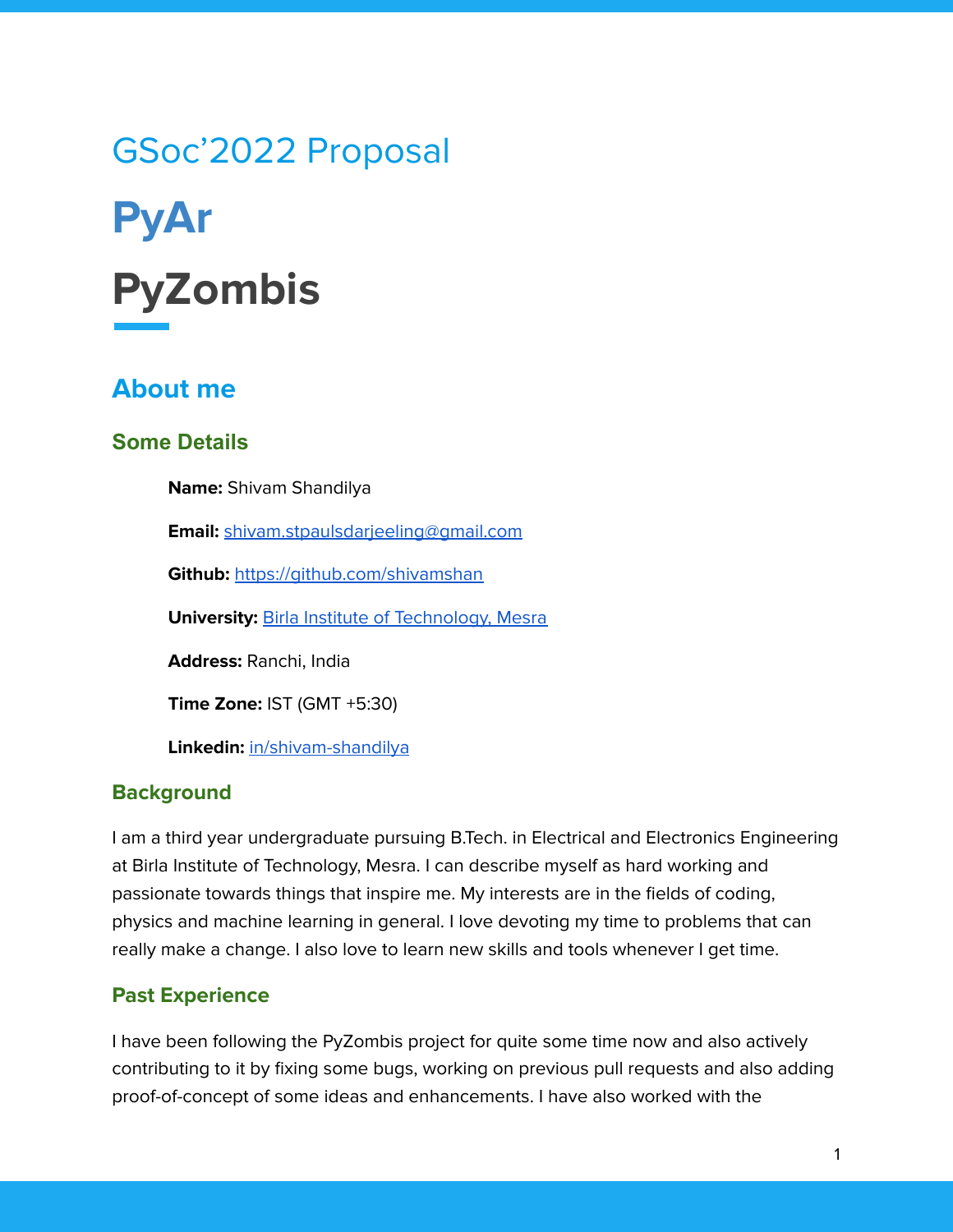GSoc'2022 Proposal

# PyAr

# PyZombis

## About me

### Some Details

**Name:** Shivam Shandilya

**Email:** [shivam.stpaulsdarjeeling@gmail.com](mailto:shivam.stpaulsdarjeeling@gmail.com)

**Github:** [https://github.com/shivamshan](https://github.com/shivamshan)

**University:** Birla Institute of Technology, Mesra

**Address:** Ranchi, India

**Time Zone:** IST (GMT +5:30)

**Linkedin:** in/shivam-shandilya

### Background

I am a third year undergraduate pursuing B.Tech. in Electrical and Electronics Engineering at Birla Institute of Technology, Mesra. I can describe myself as hard working and passionate towards things that inspire me. My interests are in the fields of coding, physics and machine learning in general. I love devoting my time to problems that can really make a change. I also love to learn new skills and tools whenever I get time.

### Past Experience

I have been following the PyZombis project for quite some time now and also actively contributing to it by fixing some bugs, working on previous pull requests and also adding proof-of-concept of some ideas and enhancements. I have also worked with the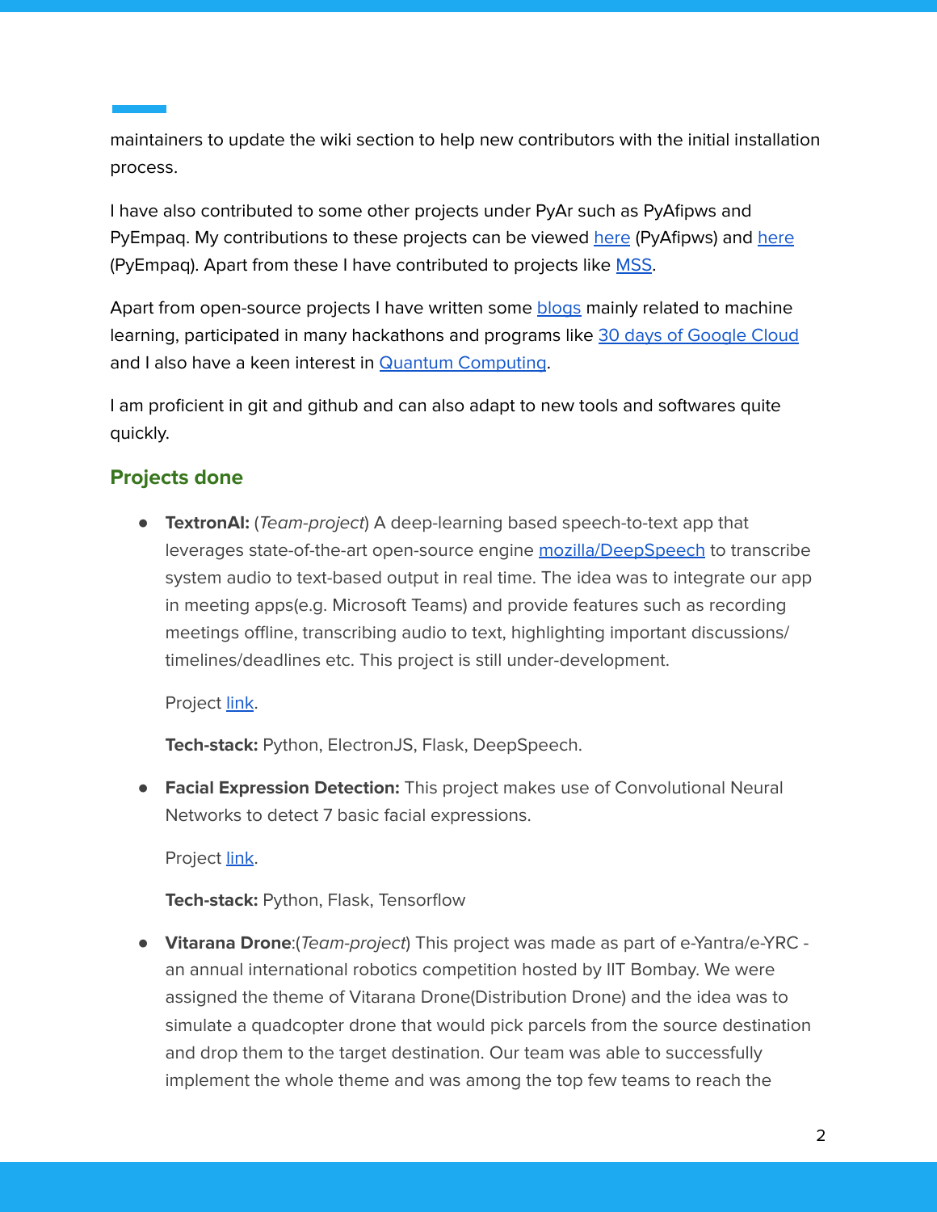maintainers to update the wiki section to help new contributors with the initial installation process.

I have also contributed to some other projects under PyAr such as PyAfipws and PyEmpaq. My contributions to these projects can be viewed here (PyAfipws) and here (PyEmpaq). Apart from these I have contributed to projects like MSS.

Apart from open-source projects I have written some blogs mainly related to machine learning, participated in many hackathons and programs like 30 days of Google Cloud and I also have a keen interest in Quantum Computing.

I am proficient in git and github and can also adapt to new tools and softwares quite quickly.

## Projects done

- **TextronAI:** (*Team-project*) A deep-learning based speech-to-text app that leverages state-of-the-art open-source engine mozilla/DeepSpeech to transcribe system audio to text-based output in real time. The idea was to integrate our app in meeting apps(e.g. Microsoft Teams) and provide features such as recording meetings offline, transcribing audio to text, highlighting important discussions/ timelines/deadlines etc. This project is still under-development.

  Project link.

  **Tech-stack:** Python, ElectronJS, Flask, DeepSpeech.

- **Facial Expression Detection:** This project makes use of Convolutional Neural Networks to detect 7 basic facial expressions.

  Project link.

  **Tech-stack:** Python, Flask, Tensorflow

- **Vitarana Drone**:(*Team-project*) This project was made as part of e-Yantra/e-YRC - an annual international robotics competition hosted by IIT Bombay. We were assigned the theme of Vitarana Drone(Distribution Drone) and the idea was to simulate a quadcopter drone that would pick parcels from the source destination and drop them to the target destination. Our team was able to successfully implement the whole theme and was among the top few teams to reach the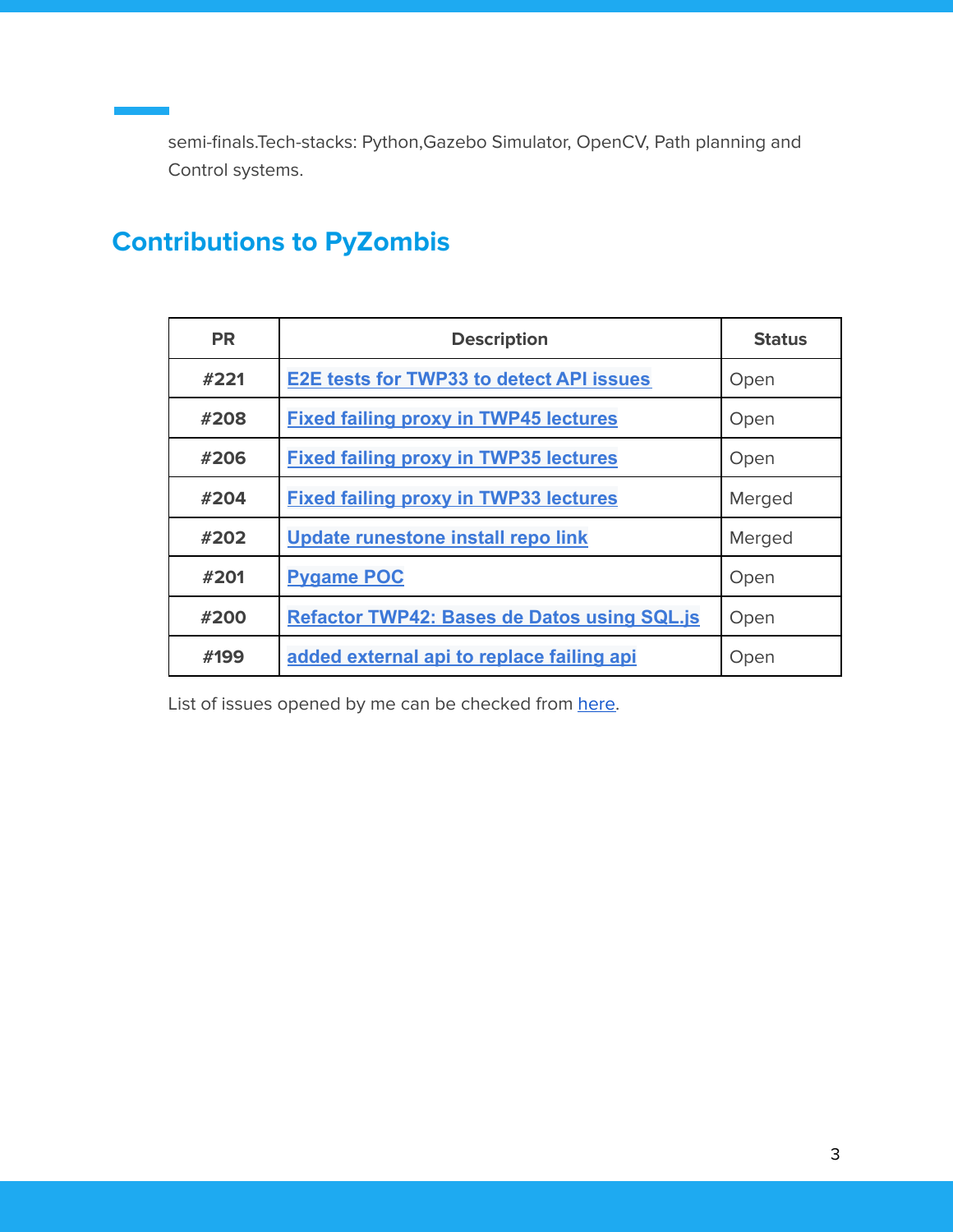semi-finals.Tech-stacks: Python,Gazebo Simulator, OpenCV, Path planning and Control systems.

## Contributions to PyZombis

| PR | Description | Status |
|---|---|---|
| **#221** | **E2E tests for TWP33 to detect API issues** | Open |
| **#208** | **Fixed failing proxy in TWP45 lectures** | Open |
| **#206** | **Fixed failing proxy in TWP35 lectures** | Open |
| **#204** | **Fixed failing proxy in TWP33 lectures** | Merged |
| **#202** | **Update runestone install repo link** | Merged |
| **#201** | **Pygame POC** | Open |
| **#200** | **Refactor TWP42: Bases de Datos using SQL.js** | Open |
| **#199** | **added external api to replace failing api** | Open |

List of issues opened by me can be checked from here.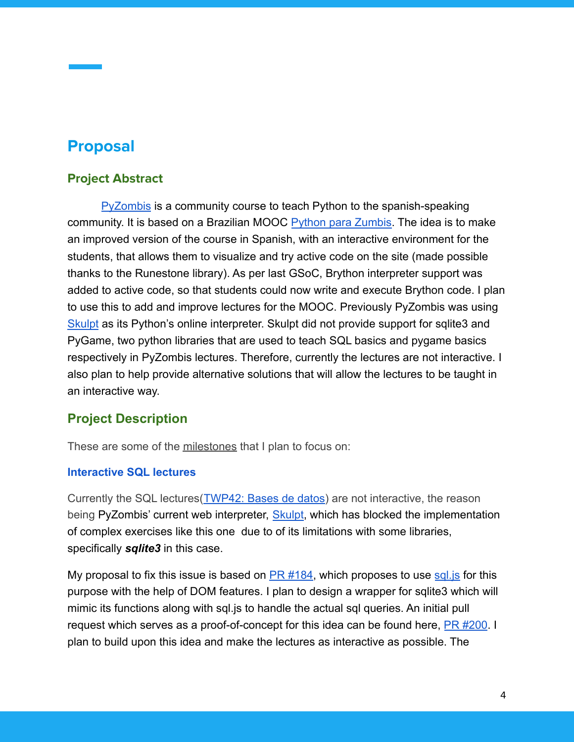# Proposal

## Project Abstract

PyZombis is a community course to teach Python to the spanish-speaking community. It is based on a Brazilian MOOC Python para Zumbis. The idea is to make an improved version of the course in Spanish, with an interactive environment for the students, that allows them to visualize and try active code on the site (made possible thanks to the Runestone library). As per last GSoC, Brython interpreter support was added to active code, so that students could now write and execute Brython code. I plan to use this to add and improve lectures for the MOOC. Previously PyZombis was using Skulpt as its Python's online interpreter. Skulpt did not provide support for sqlite3 and PyGame, two python libraries that are used to teach SQL basics and pygame basics respectively in PyZombis lectures. Therefore, currently the lectures are not interactive. I also plan to help provide alternative solutions that will allow the lectures to be taught in an interactive way.

## Project Description

These are some of the milestones that I plan to focus on:

### Interactive SQL lectures

Currently the SQL lectures(TWP42: Bases de datos) are not interactive, the reason being PyZombis' current web interpreter, Skulpt, which has blocked the implementation of complex exercises like this one due to of its limitations with some libraries, specifically ***sqlite3*** in this case.

My proposal to fix this issue is based on PR #184, which proposes to use sql.js for this purpose with the help of DOM features. I plan to design a wrapper for sqlite3 which will mimic its functions along with sql.js to handle the actual sql queries. An initial pull request which serves as a proof-of-concept for this idea can be found here, PR #200. I plan to build upon this idea and make the lectures as interactive as possible. The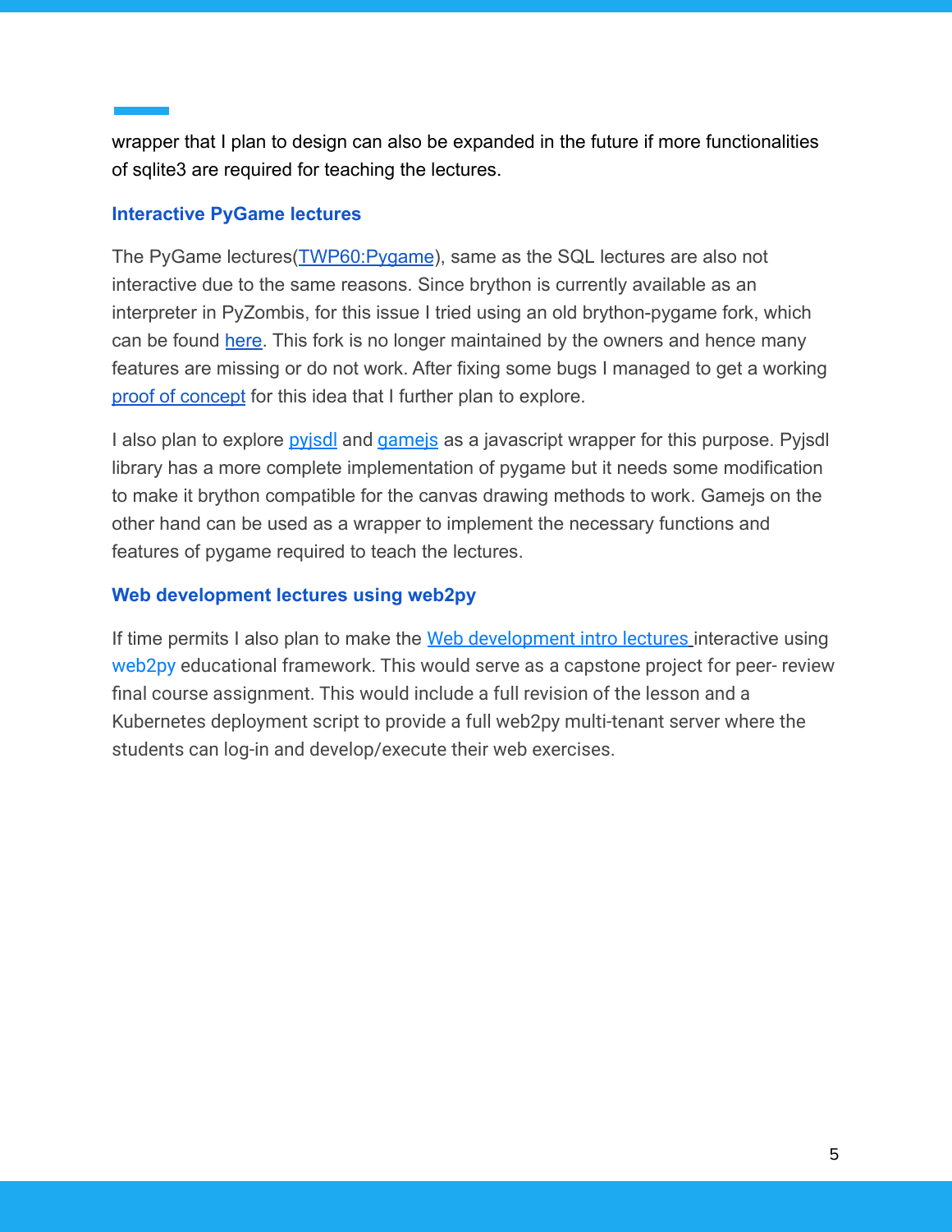wrapper that I plan to design can also be expanded in the future if more functionalities of sqlite3 are required for teaching the lectures.

### Interactive PyGame lectures

The PyGame lectures(TWP60:Pygame), same as the SQL lectures are also not interactive due to the same reasons. Since brython is currently available as an interpreter in PyZombis, for this issue I tried using an old brython-pygame fork, which can be found here. This fork is no longer maintained by the owners and hence many features are missing or do not work. After fixing some bugs I managed to get a working proof of concept for this idea that I further plan to explore.

I also plan to explore pyjsdl and gamejs as a javascript wrapper for this purpose. Pyjsdl library has a more complete implementation of pygame but it needs some modification to make it brython compatible for the canvas drawing methods to work. Gamejs on the other hand can be used as a wrapper to implement the necessary functions and features of pygame required to teach the lectures.

### Web development lectures using web2py

If time permits I also plan to make the Web development intro lectures interactive using web2py educational framework. This would serve as a capstone project for peer- review final course assignment. This would include a full revision of the lesson and a Kubernetes deployment script to provide a full web2py multi-tenant server where the students can log-in and develop/execute their web exercises.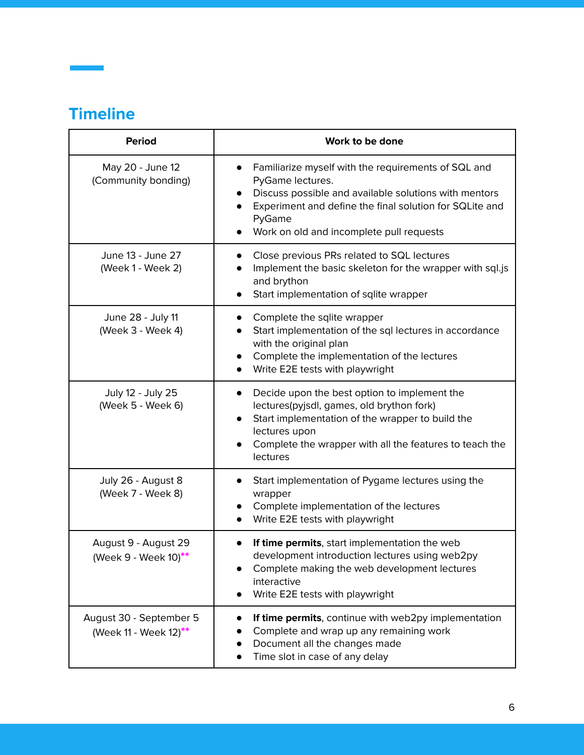## Timeline

| Period | Work to be done |
|---|---|
| May 20 - June 12<br>(Community bonding) | • Familiarize myself with the requirements of SQL and PyGame lectures.<br>• Discuss possible and available solutions with mentors<br>• Experiment and define the final solution for SQLite and PyGame<br>• Work on old and incomplete pull requests |
| June 13 - June 27<br>(Week 1 - Week 2) | • Close previous PRs related to SQL lectures<br>• Implement the basic skeleton for the wrapper with sql.js and brython<br>• Start implementation of sqlite wrapper |
| June 28 - July 11<br>(Week 3 - Week 4) | • Complete the sqlite wrapper<br>• Start implementation of the sql lectures in accordance with the original plan<br>• Complete the implementation of the lectures<br>• Write E2E tests with playwright |
| July 12 - July 25<br>(Week 5 - Week 6) | • Decide upon the best option to implement the lectures(pyjsdl, games, old brython fork)<br>• Start implementation of the wrapper to build the lectures upon<br>• Complete the wrapper with all the features to teach the lectures |
| July 26 - August 8<br>(Week 7 - Week 8) | • Start implementation of Pygame lectures using the wrapper<br>• Complete implementation of the lectures<br>• Write E2E tests with playwright |
| August 9 - August 29<br>(Week 9 - Week 10)** | • **If time permits**, start implementation the web development introduction lectures using web2py<br>• Complete making the web development lectures interactive<br>• Write E2E tests with playwright |
| August 30 - September 5<br>(Week 11 - Week 12)** | • **If time permits**, continue with web2py implementation<br>• Complete and wrap up any remaining work<br>• Document all the changes made<br>• Time slot in case of any delay |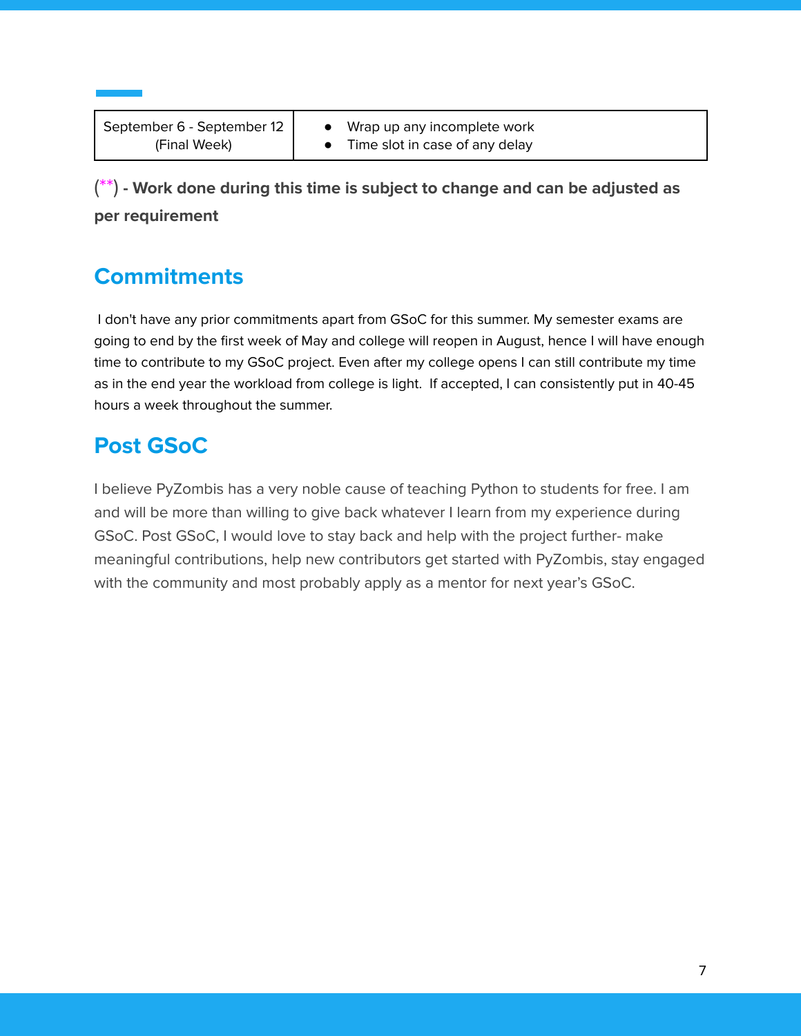| | |
| --- | --- |
| September 6 - September 12 (Final Week) | • Wrap up any incomplete work<br>• Time slot in case of any delay |

(**) - **Work done during this time is subject to change and can be adjusted as per requirement**

## Commitments

I don't have any prior commitments apart from GSoC for this summer. My semester exams are going to end by the first week of May and college will reopen in August, hence I will have enough time to contribute to my GSoC project. Even after my college opens I can still contribute my time as in the end year the workload from college is light. If accepted, I can consistently put in 40-45 hours a week throughout the summer.

## Post GSoC

I believe PyZombis has a very noble cause of teaching Python to students for free. I am and will be more than willing to give back whatever I learn from my experience during GSoC. Post GSoC, I would love to stay back and help with the project further- make meaningful contributions, help new contributors get started with PyZombis, stay engaged with the community and most probably apply as a mentor for next year's GSoC.